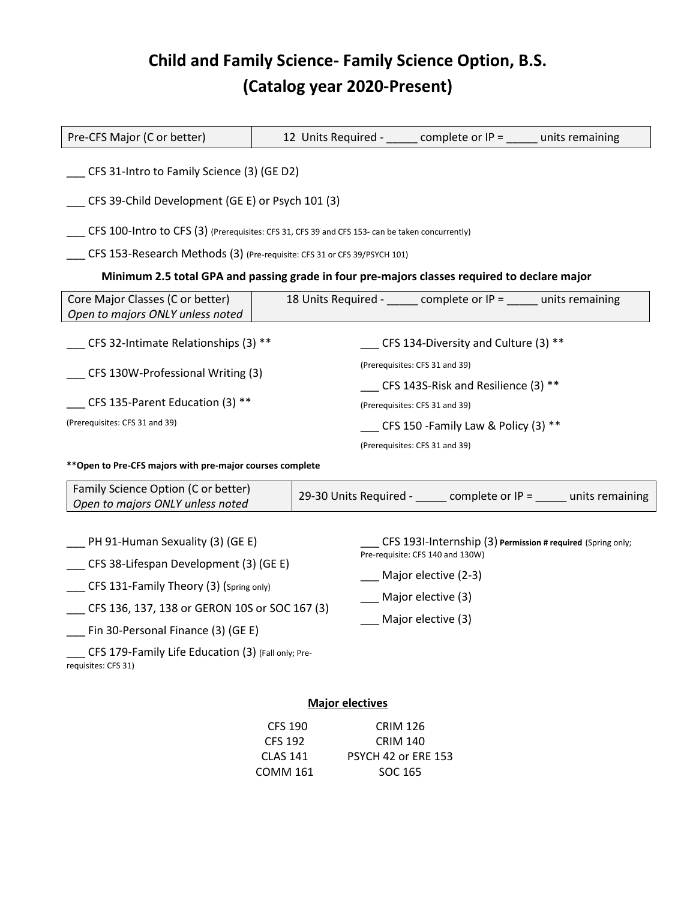# Child and Family Science- Family Science Option, B.S.
# (Catalog year 2020-Present)

| Pre-CFS Major (C or better) | 12 Units Required - _____ complete or IP = _____ units remaining |
|---|---|

___ CFS 31-Intro to Family Science (3) (GE D2)

___ CFS 39-Child Development (GE E) or Psych 101 (3)

___ CFS 100-Intro to CFS (3) (Prerequisites: CFS 31, CFS 39 and CFS 153- can be taken concurrently)

___ CFS 153-Research Methods (3) (Pre-requisite: CFS 31 or CFS 39/PSYCH 101)

**Minimum 2.5 total GPA and passing grade in four pre-majors classes required to declare major**

| Core Major Classes (C or better) *Open to majors ONLY unless noted* | 18 Units Required - _____ complete or IP = _____ units remaining |
|---|---|

___ CFS 32-Intimate Relationships (3) **

___ CFS 130W-Professional Writing (3)

___ CFS 135-Parent Education (3) **
(Prerequisites: CFS 31 and 39)

___ CFS 134-Diversity and Culture (3) **
(Prerequisites: CFS 31 and 39)

___ CFS 143S-Risk and Resilience (3) **
(Prerequisites: CFS 31 and 39)

___ CFS 150 -Family Law & Policy (3) **
(Prerequisites: CFS 31 and 39)

****Open to Pre-CFS majors with pre-major courses complete**

| Family Science Option (C or better) *Open to majors ONLY unless noted* | 29-30 Units Required - _____ complete or IP = _____ units remaining |
|---|---|

___ PH 91-Human Sexuality (3) (GE E)

___ CFS 38-Lifespan Development (3) (GE E)

___ CFS 131-Family Theory (3) (Spring only)

___ CFS 136, 137, 138 or GERON 10S or SOC 167 (3)

___ Fin 30-Personal Finance (3) (GE E)

___ CFS 179-Family Life Education (3) (Fall only; Pre-requisites: CFS 31)

___ CFS 193I-Internship (3) **Permission # required** (Spring only; Pre-requisite: CFS 140 and 130W)

___ Major elective (2-3)

___ Major elective (3)

___ Major elective (3)

**Major electives**

| | |
|---|---|
| CFS 190 | CRIM 126 |
| CFS 192 | CRIM 140 |
| CLAS 141 | PSYCH 42 or ERE 153 |
| COMM 161 | SOC 165 |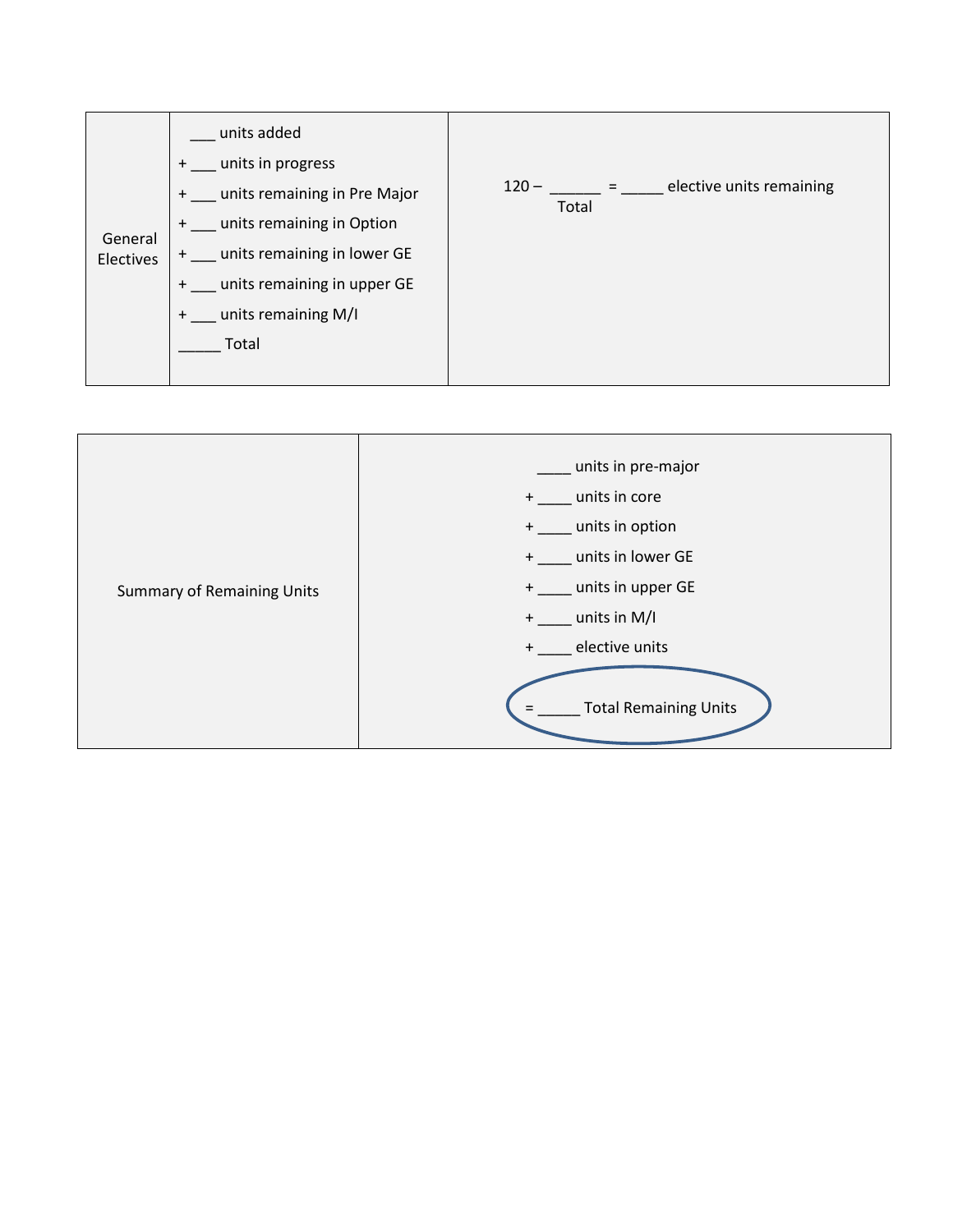| | | |
|---|---|---|
| General Electives | \_\_\_ units added<br>+ \_\_\_ units in progress<br>+ \_\_\_ units remaining in Pre Major<br>+ \_\_\_ units remaining in Option<br>+ \_\_\_ units remaining in lower GE<br>+ \_\_\_ units remaining in upper GE<br>+ \_\_\_ units remaining M/I<br>\_\_\_\_\_ Total | 120 – \_\_\_\_\_\_ = \_\_\_\_\_ elective units remaining<br>Total |

| | |
|---|---|
| Summary of Remaining Units | \_\_\_\_ units in pre-major<br>+ \_\_\_\_ units in core<br>+ \_\_\_\_ units in option<br>+ \_\_\_\_ units in lower GE<br>+ \_\_\_\_ units in upper GE<br>+ \_\_\_\_ units in M/I<br>+ \_\_\_\_ elective units<br>= \_\_\_\_\_ Total Remaining Units |